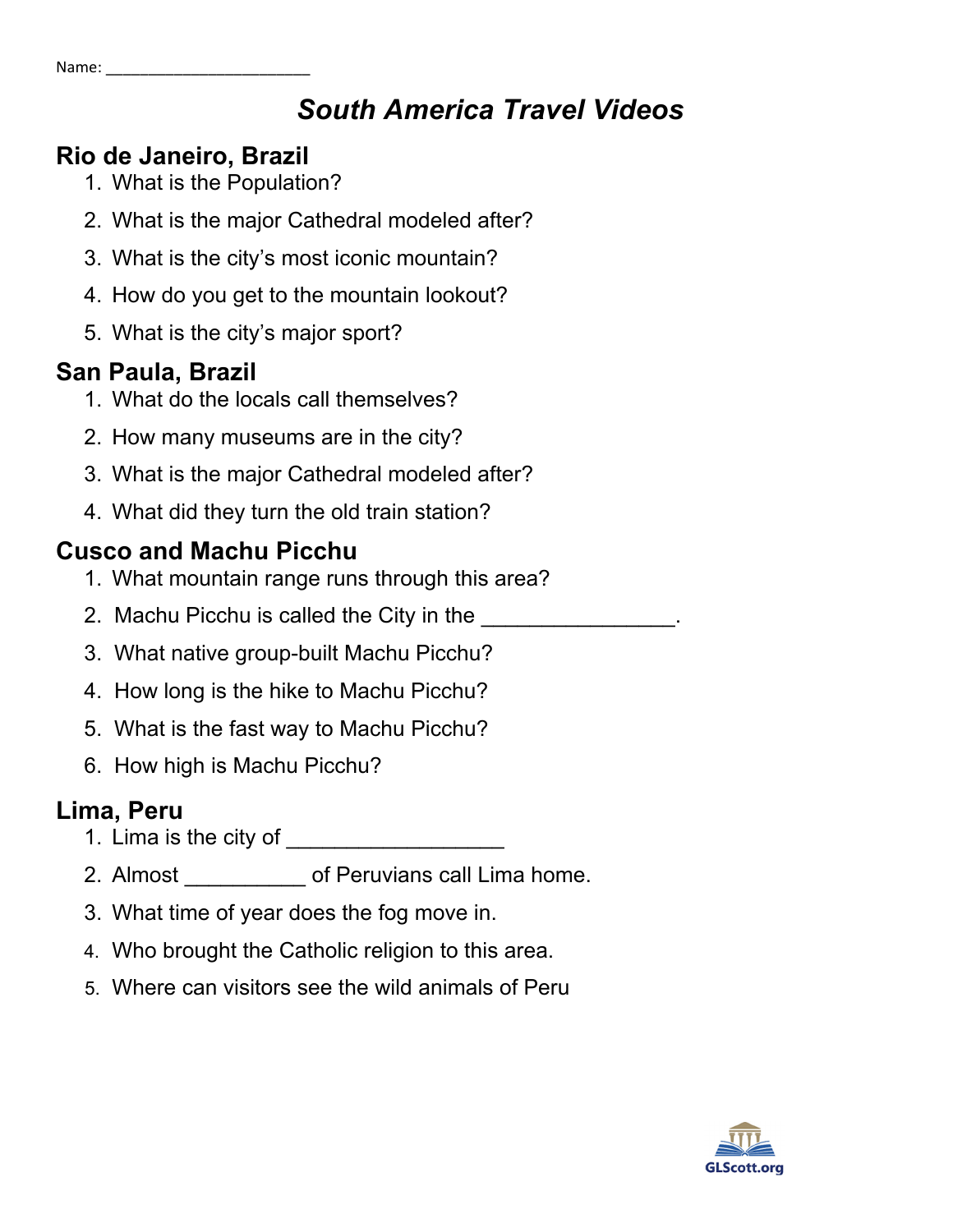Name: ______________________

# *South America Travel Videos*

## Rio de Janeiro, Brazil

1. What is the Population?
2. What is the major Cathedral modeled after?
3. What is the city's most iconic mountain?
4. How do you get to the mountain lookout?
5. What is the city's major sport?

## San Paula, Brazil

1. What do the locals call themselves?
2. How many museums are in the city?
3. What is the major Cathedral modeled after?
4. What did they turn the old train station?

## Cusco and Machu Picchu

1. What mountain range runs through this area?
2. Machu Picchu is called the City in the ________________.
3. What native group-built Machu Picchu?
4. How long is the hike to Machu Picchu?
5. What is the fast way to Machu Picchu?
6. How high is Machu Picchu?

## Lima, Peru

1. Lima is the city of __________________
2. Almost __________ of Peruvians call Lima home.
3. What time of year does the fog move in.
4. Who brought the Catholic religion to this area.
5. Where can visitors see the wild animals of Peru

GLScott.org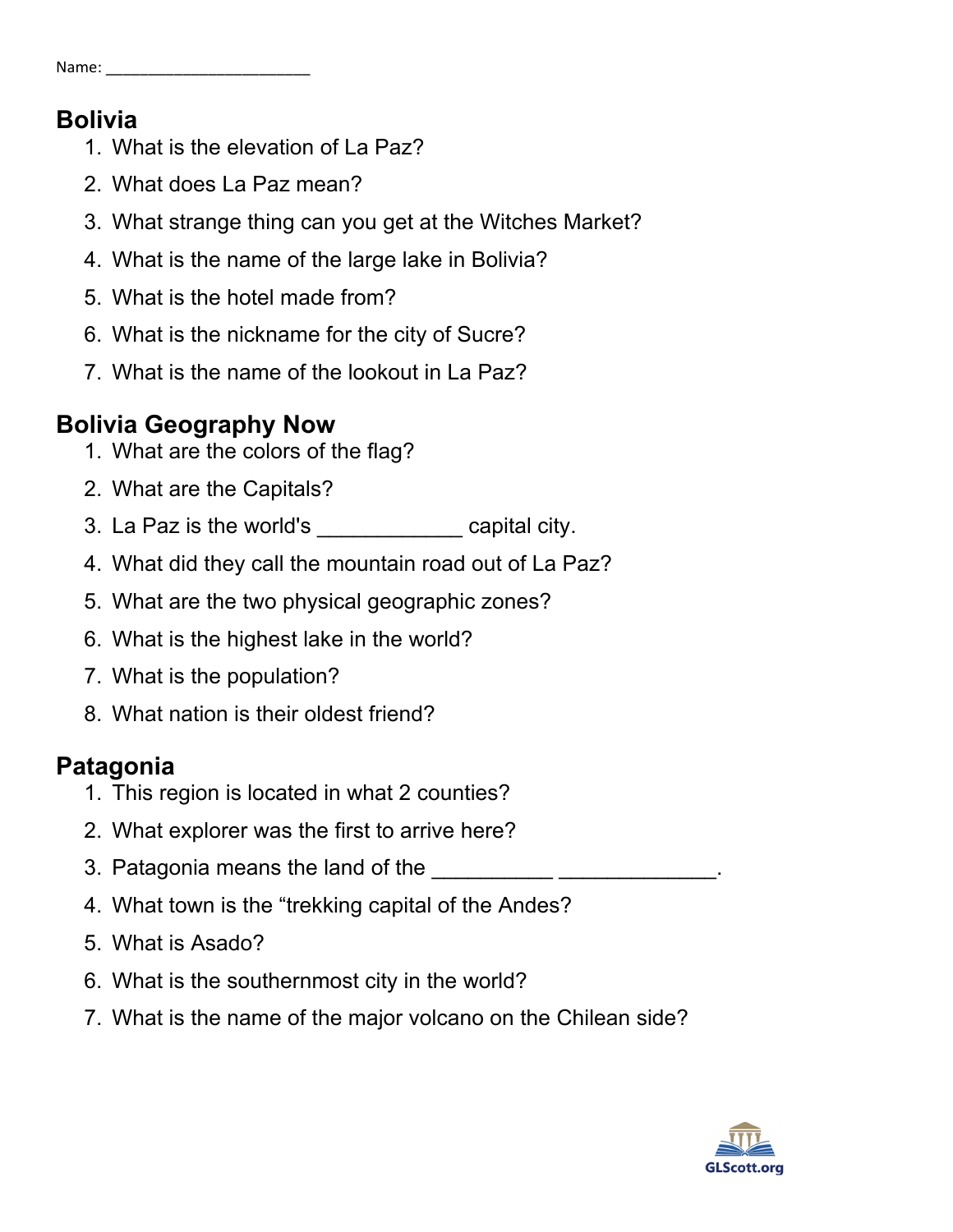Name: ______________________

## Bolivia

1. What is the elevation of La Paz?
2. What does La Paz mean?
3. What strange thing can you get at the Witches Market?
4. What is the name of the large lake in Bolivia?
5. What is the hotel made from?
6. What is the nickname for the city of Sucre?
7. What is the name of the lookout in La Paz?

## Bolivia Geography Now

1. What are the colors of the flag?
2. What are the Capitals?
3. La Paz is the world's ____________ capital city.
4. What did they call the mountain road out of La Paz?
5. What are the two physical geographic zones?
6. What is the highest lake in the world?
7. What is the population?
8. What nation is their oldest friend?

## Patagonia

1. This region is located in what 2 counties?
2. What explorer was the first to arrive here?
3. Patagonia means the land of the __________ _____________.
4. What town is the "trekking capital of the Andes?
5. What is Asado?
6. What is the southernmost city in the world?
7. What is the name of the major volcano on the Chilean side?

GLScott.org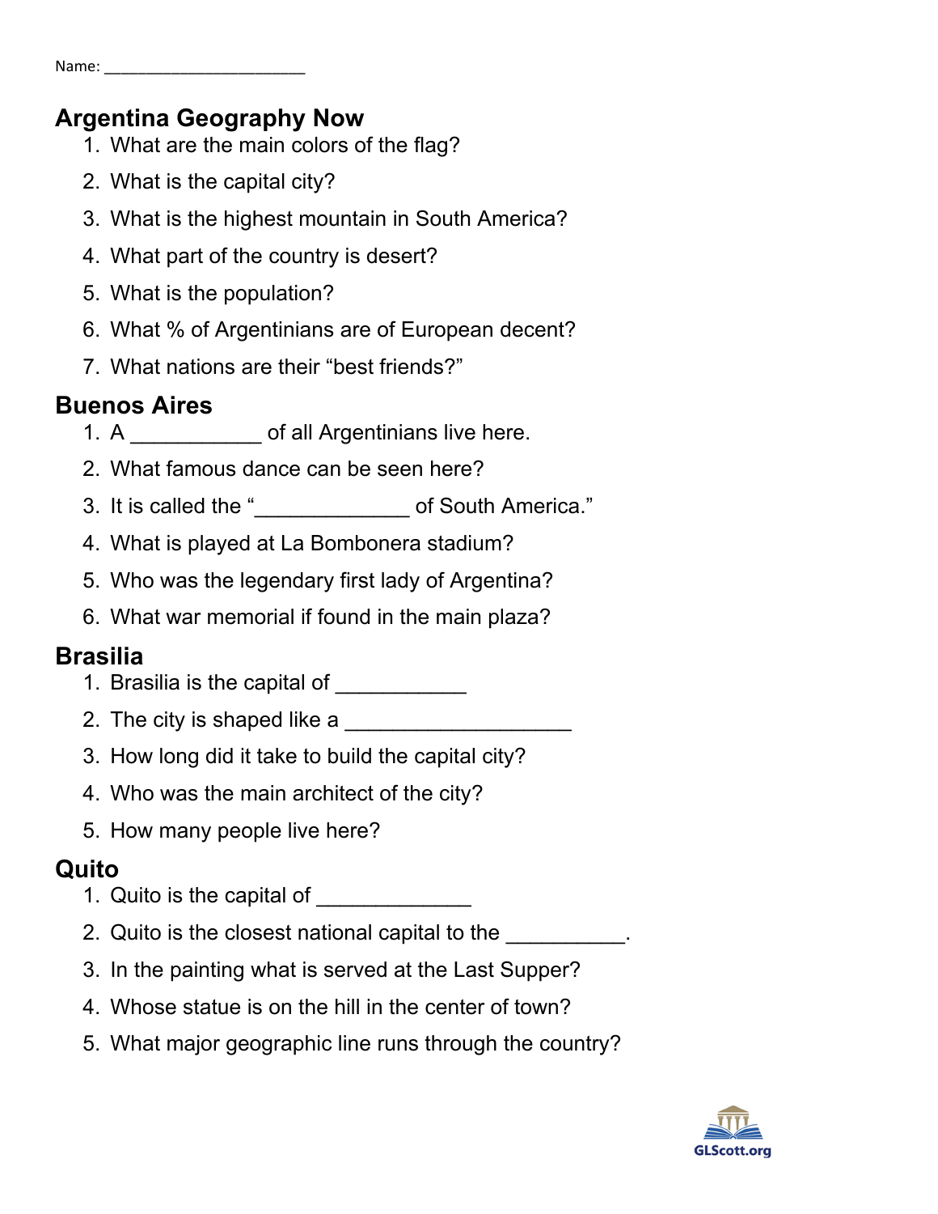Name: ________________________

## Argentina Geography Now

1. What are the main colors of the flag?
2. What is the capital city?
3. What is the highest mountain in South America?
4. What part of the country is desert?
5. What is the population?
6. What % of Argentinians are of European decent?
7. What nations are their "best friends?"

## Buenos Aires

1. A ___________ of all Argentinians live here.
2. What famous dance can be seen here?
3. It is called the "_____________ of South America."
4. What is played at La Bombonera stadium?
5. Who was the legendary first lady of Argentina?
6. What war memorial if found in the main plaza?

## Brasilia

1. Brasilia is the capital of ___________
2. The city is shaped like a ___________________
3. How long did it take to build the capital city?
4. Who was the main architect of the city?
5. How many people live here?

## Quito

1. Quito is the capital of _____________
2. Quito is the closest national capital to the __________.
3. In the painting what is served at the Last Supper?
4. Whose statue is on the hill in the center of town?
5. What major geographic line runs through the country?

GLScott.org